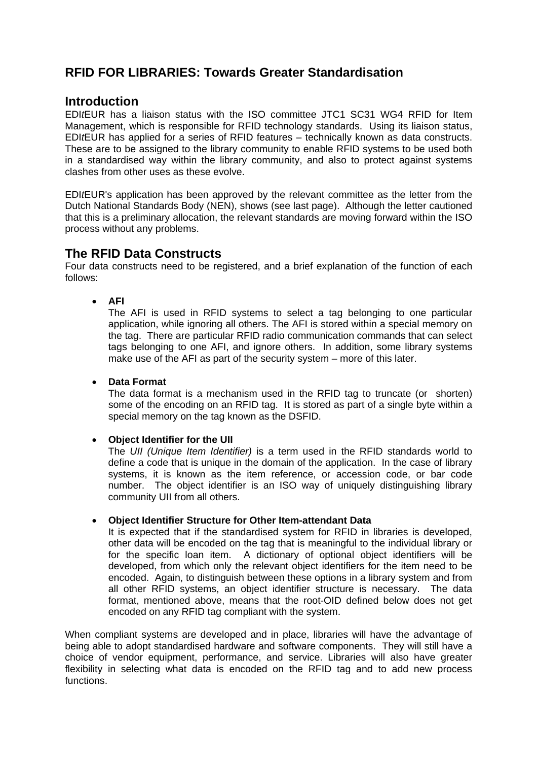# RFID FOR LIBRARIES: Towards Greater Standardisation

## Introduction

EDI*t*EUR has a liaison status with the ISO committee JTC1 SC31 WG4 RFID for Item Management, which is responsible for RFID technology standards. Using its liaison status, EDI*t*EUR has applied for a series of RFID features – technically known as data constructs. These are to be assigned to the library community to enable RFID systems to be used both in a standardised way within the library community, and also to protect against systems clashes from other uses as these evolve.

EDI*t*EUR's application has been approved by the relevant committee as the letter from the Dutch National Standards Body (NEN), shows (see last page). Although the letter cautioned that this is a preliminary allocation, the relevant standards are moving forward within the ISO process without any problems.

## The RFID Data Constructs

Four data constructs need to be registered, and a brief explanation of the function of each follows:

- **AFI**
  The AFI is used in RFID systems to select a tag belonging to one particular application, while ignoring all others. The AFI is stored within a special memory on the tag. There are particular RFID radio communication commands that can select tags belonging to one AFI, and ignore others. In addition, some library systems make use of the AFI as part of the security system – more of this later.

- **Data Format**
  The data format is a mechanism used in the RFID tag to truncate (or shorten) some of the encoding on an RFID tag. It is stored as part of a single byte within a special memory on the tag known as the DSFID.

- **Object Identifier for the UII**
  The *UII (Unique Item Identifier)* is a term used in the RFID standards world to define a code that is unique in the domain of the application. In the case of library systems, it is known as the item reference, or accession code, or bar code number. The object identifier is an ISO way of uniquely distinguishing library community UII from all others.

- **Object Identifier Structure for Other Item-attendant Data**
  It is expected that if the standardised system for RFID in libraries is developed, other data will be encoded on the tag that is meaningful to the individual library or for the specific loan item. A dictionary of optional object identifiers will be developed, from which only the relevant object identifiers for the item need to be encoded. Again, to distinguish between these options in a library system and from all other RFID systems, an object identifier structure is necessary. The data format, mentioned above, means that the root-OID defined below does not get encoded on any RFID tag compliant with the system.

When compliant systems are developed and in place, libraries will have the advantage of being able to adopt standardised hardware and software components. They will still have a choice of vendor equipment, performance, and service. Libraries will also have greater flexibility in selecting what data is encoded on the RFID tag and to add new process functions.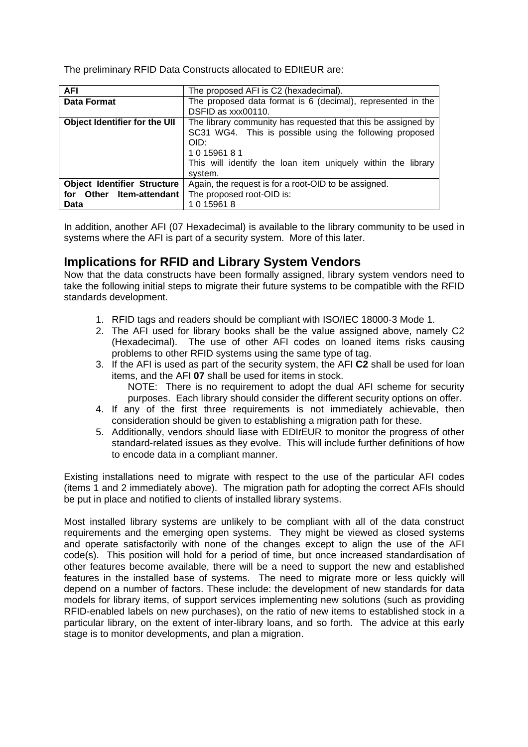The preliminary RFID Data Constructs allocated to EDItEUR are:

| AFI | The proposed AFI is C2 (hexadecimal). |
|---|---|
| **Data Format** | The proposed data format is 6 (decimal), represented in the DSFID as xxx00110. |
| **Object Identifier for the UII** | The library community has requested that this be assigned by SC31 WG4. This is possible using the following proposed OID:<br>1 0 15961 8 1<br>This will identify the loan item uniquely within the library system. |
| **Object Identifier Structure for Other Item-attendant Data** | Again, the request is for a root-OID to be assigned.<br>The proposed root-OID is:<br>1 0 15961 8 |

In addition, another AFI (07 Hexadecimal) is available to the library community to be used in systems where the AFI is part of a security system. More of this later.

## Implications for RFID and Library System Vendors

Now that the data constructs have been formally assigned, library system vendors need to take the following initial steps to migrate their future systems to be compatible with the RFID standards development.

1. RFID tags and readers should be compliant with ISO/IEC 18000-3 Mode 1.
2. The AFI used for library books shall be the value assigned above, namely C2 (Hexadecimal). The use of other AFI codes on loaned items risks causing problems to other RFID systems using the same type of tag.
3. If the AFI is used as part of the security system, the AFI **C2** shall be used for loan items, and the AFI **07** shall be used for items in stock.
   NOTE: There is no requirement to adopt the dual AFI scheme for security purposes. Each library should consider the different security options on offer.
4. If any of the first three requirements is not immediately achievable, then consideration should be given to establishing a migration path for these.
5. Additionally, vendors should liase with EDI*t*EUR to monitor the progress of other standard-related issues as they evolve. This will include further definitions of how to encode data in a compliant manner.

Existing installations need to migrate with respect to the use of the particular AFI codes (items 1 and 2 immediately above). The migration path for adopting the correct AFIs should be put in place and notified to clients of installed library systems.

Most installed library systems are unlikely to be compliant with all of the data construct requirements and the emerging open systems. They might be viewed as closed systems and operate satisfactorily with none of the changes except to align the use of the AFI code(s). This position will hold for a period of time, but once increased standardisation of other features become available, there will be a need to support the new and established features in the installed base of systems. The need to migrate more or less quickly will depend on a number of factors. These include: the development of new standards for data models for library items, of support services implementing new solutions (such as providing RFID-enabled labels on new purchases), on the ratio of new items to established stock in a particular library, on the extent of inter-library loans, and so forth. The advice at this early stage is to monitor developments, and plan a migration.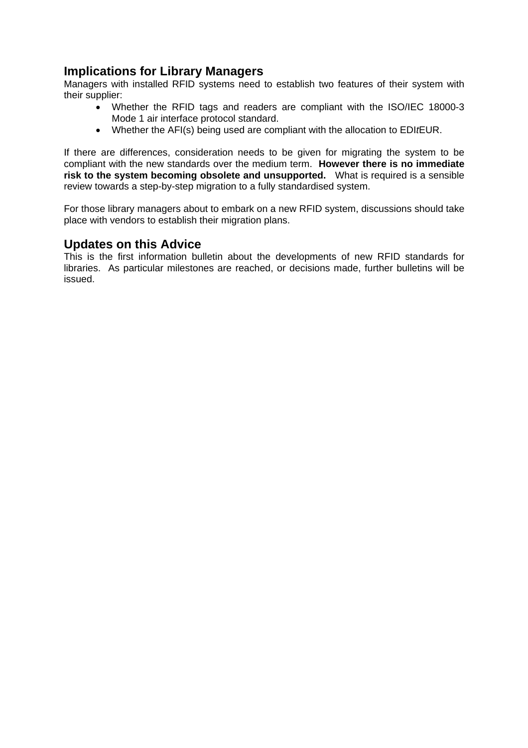## Implications for Library Managers

Managers with installed RFID systems need to establish two features of their system with their supplier:

- Whether the RFID tags and readers are compliant with the ISO/IEC 18000-3 Mode 1 air interface protocol standard.
- Whether the AFI(s) being used are compliant with the allocation to EDI*t*EUR.

If there are differences, consideration needs to be given for migrating the system to be compliant with the new standards over the medium term. **However there is no immediate risk to the system becoming obsolete and unsupported.** What is required is a sensible review towards a step-by-step migration to a fully standardised system.

For those library managers about to embark on a new RFID system, discussions should take place with vendors to establish their migration plans.

## Updates on this Advice

This is the first information bulletin about the developments of new RFID standards for libraries. As particular milestones are reached, or decisions made, further bulletins will be issued.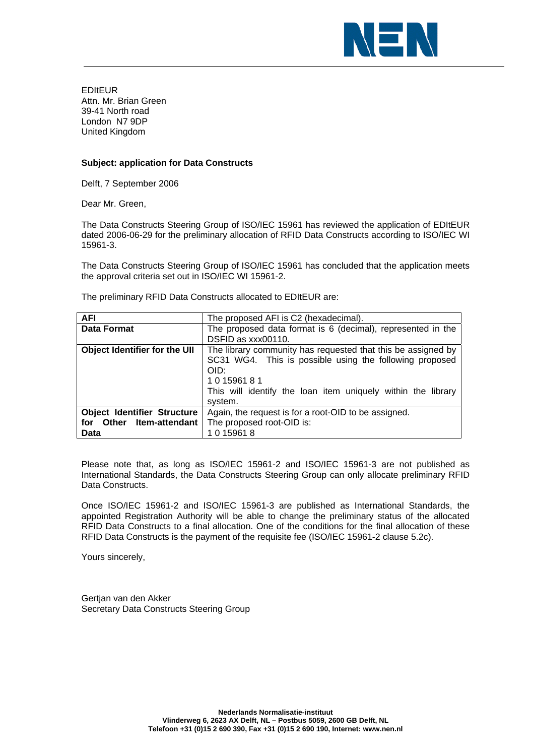EDItEUR
Attn. Mr. Brian Green
39-41 North road
London N7 9DP
United Kingdom

**Subject: application for Data Constructs**

Delft, 7 September 2006

Dear Mr. Green,

The Data Constructs Steering Group of ISO/IEC 15961 has reviewed the application of EDItEUR dated 2006-06-29 for the preliminary allocation of RFID Data Constructs according to ISO/IEC WI 15961-3.

The Data Constructs Steering Group of ISO/IEC 15961 has concluded that the application meets the approval criteria set out in ISO/IEC WI 15961-2.

The preliminary RFID Data Constructs allocated to EDItEUR are:

| | |
|---|---|
| **AFI** | The proposed AFI is C2 (hexadecimal). |
| **Data Format** | The proposed data format is 6 (decimal), represented in the DSFID as xxx00110. |
| **Object Identifier for the UII** | The library community has requested that this be assigned by SC31 WG4. This is possible using the following proposed OID:<br>1 0 15961 8 1<br>This will identify the loan item uniquely within the library system. |
| **Object Identifier Structure for Other Item-attendant Data** | Again, the request is for a root-OID to be assigned.<br>The proposed root-OID is:<br>1 0 15961 8 |

Please note that, as long as ISO/IEC 15961-2 and ISO/IEC 15961-3 are not published as International Standards, the Data Constructs Steering Group can only allocate preliminary RFID Data Constructs.

Once ISO/IEC 15961-2 and ISO/IEC 15961-3 are published as International Standards, the appointed Registration Authority will be able to change the preliminary status of the allocated RFID Data Constructs to a final allocation. One of the conditions for the final allocation of these RFID Data Constructs is the payment of the requisite fee (ISO/IEC 15961-2 clause 5.2c).

Yours sincerely,

Gertjan van den Akker
Secretary Data Constructs Steering Group